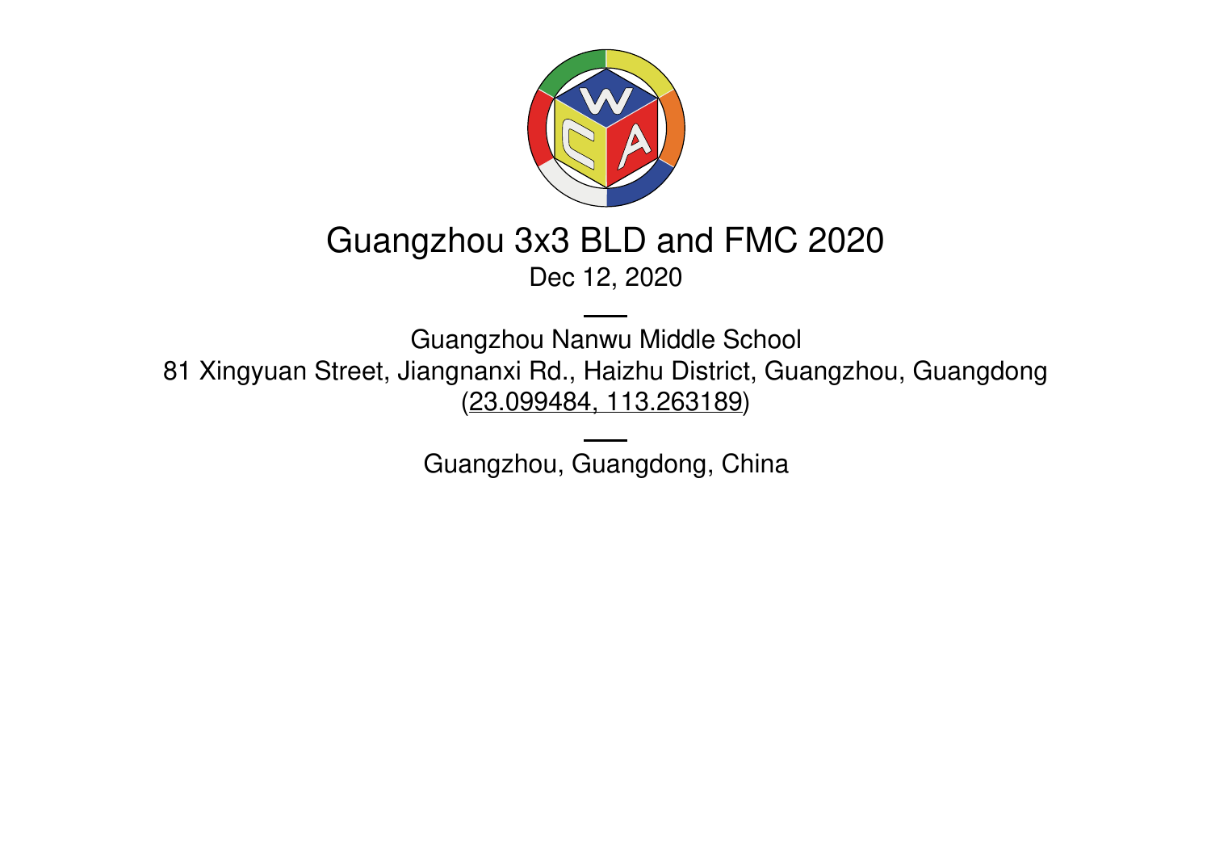# Guangzhou 3x3 BLD and FMC 2020

Dec 12, 2020

---

Guangzhou Nanwu Middle School

81 Xingyuan Street, Jiangnanxi Rd., Haizhu District, Guangzhou, Guangdong

(23.099484, 113.263189)

---

Guangzhou, Guangdong, China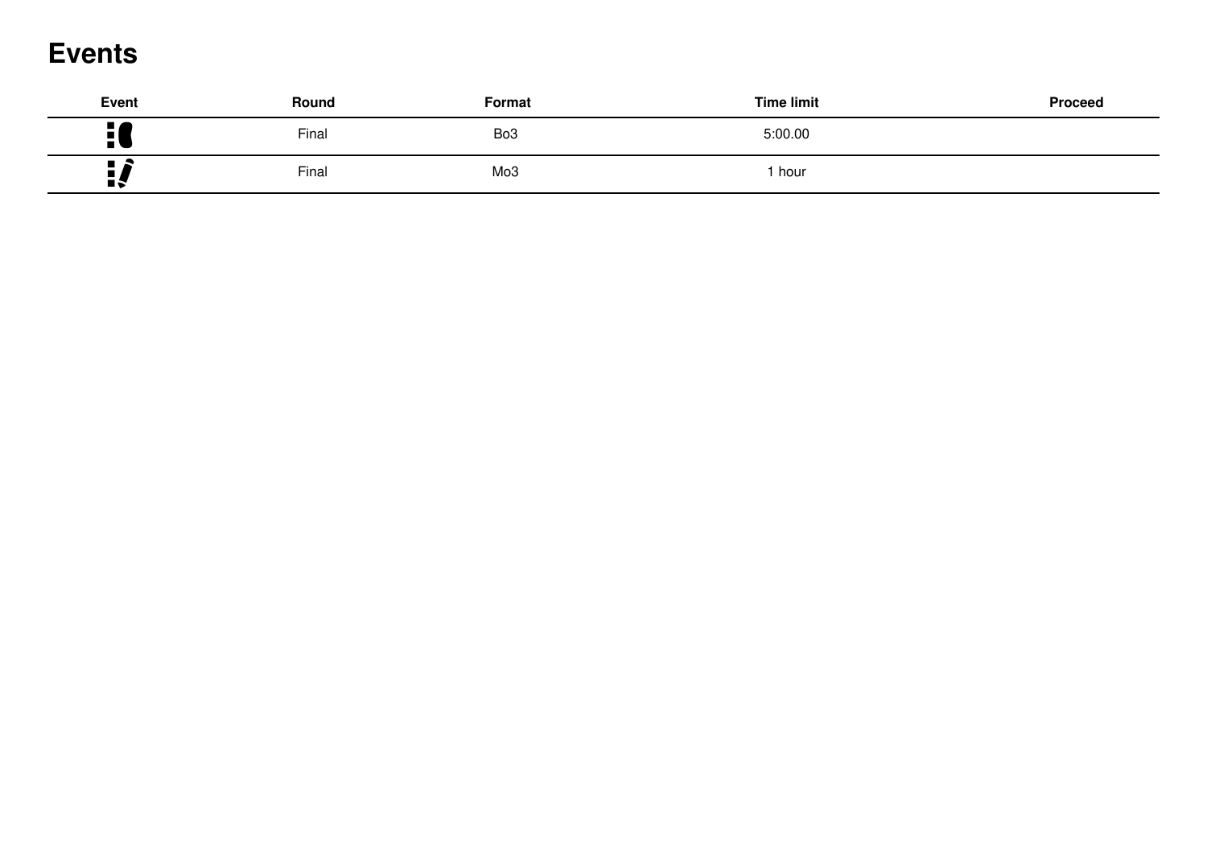# Events

| Event | Round | Format | Time limit | Proceed |
|---|---|---|---|---|
| | Final | Bo3 | 5:00.00 | |
| | Final | Mo3 | 1 hour | |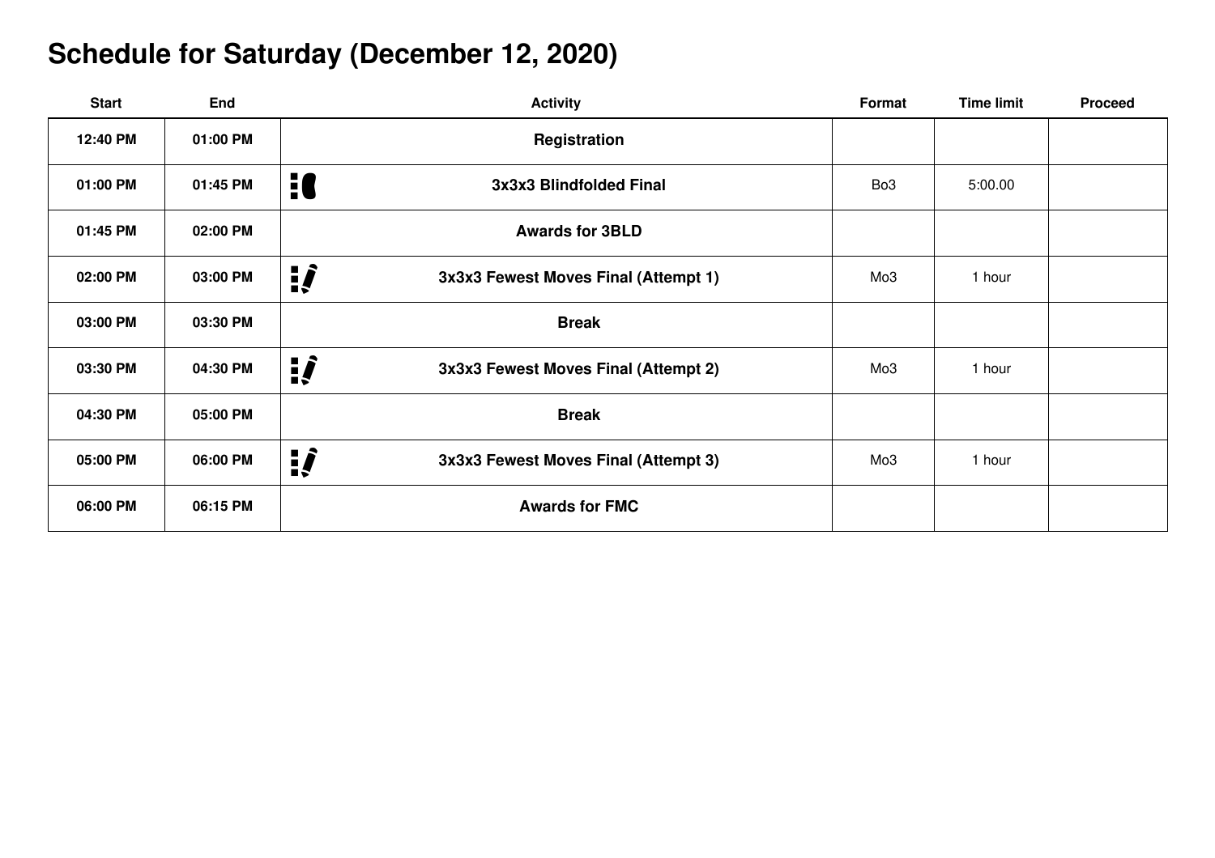# Schedule for Saturday (December 12, 2020)

| Start | End | Activity | Format | Time limit | Proceed |
| --- | --- | --- | --- | --- | --- |
| 12:40 PM | 01:00 PM | Registration | | | |
| 01:00 PM | 01:45 PM | 3x3x3 Blindfolded Final | Bo3 | 5:00.00 | |
| 01:45 PM | 02:00 PM | Awards for 3BLD | | | |
| 02:00 PM | 03:00 PM | 3x3x3 Fewest Moves Final (Attempt 1) | Mo3 | 1 hour | |
| 03:00 PM | 03:30 PM | Break | | | |
| 03:30 PM | 04:30 PM | 3x3x3 Fewest Moves Final (Attempt 2) | Mo3 | 1 hour | |
| 04:30 PM | 05:00 PM | Break | | | |
| 05:00 PM | 06:00 PM | 3x3x3 Fewest Moves Final (Attempt 3) | Mo3 | 1 hour | |
| 06:00 PM | 06:15 PM | Awards for FMC | | | |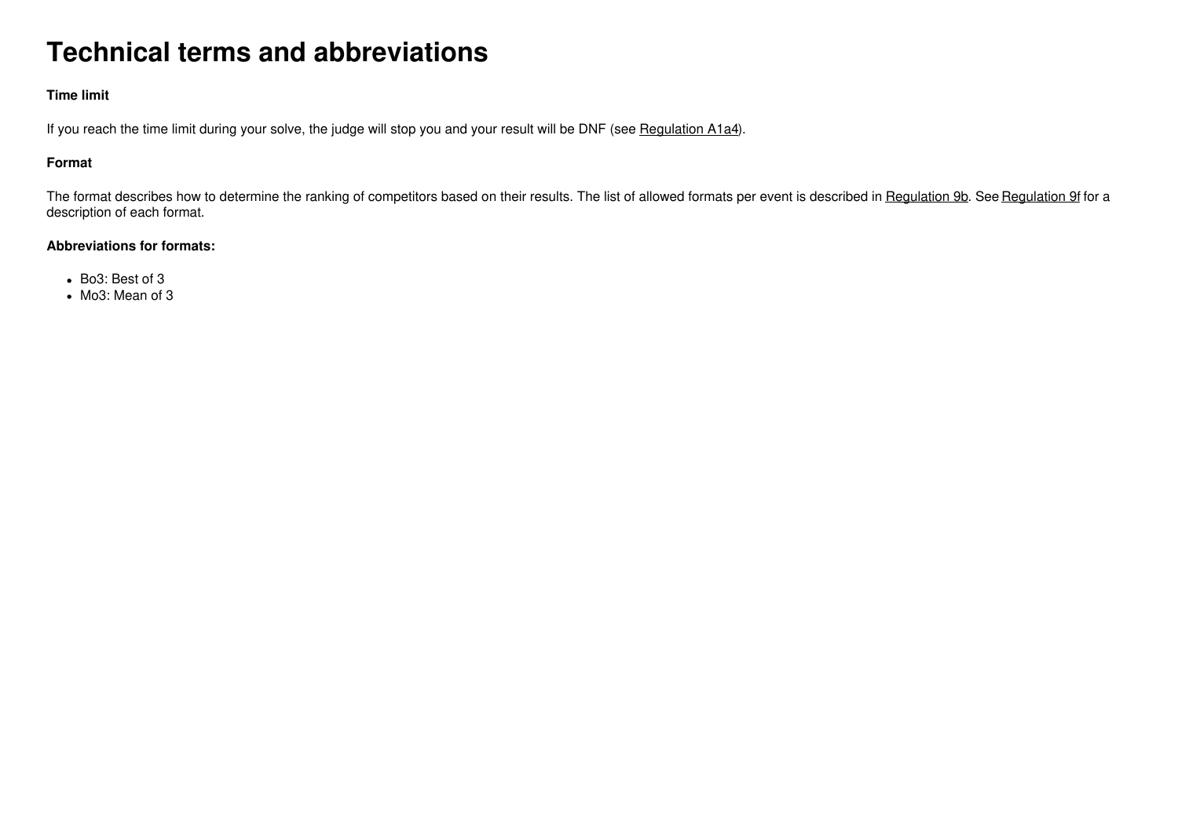# Technical terms and abbreviations

**Time limit**

If you reach the time limit during your solve, the judge will stop you and your result will be DNF (see Regulation A1a4).

**Format**

The format describes how to determine the ranking of competitors based on their results. The list of allowed formats per event is described in Regulation 9b. See Regulation 9f for a description of each format.

**Abbreviations for formats:**

- Bo3: Best of 3
- Mo3: Mean of 3